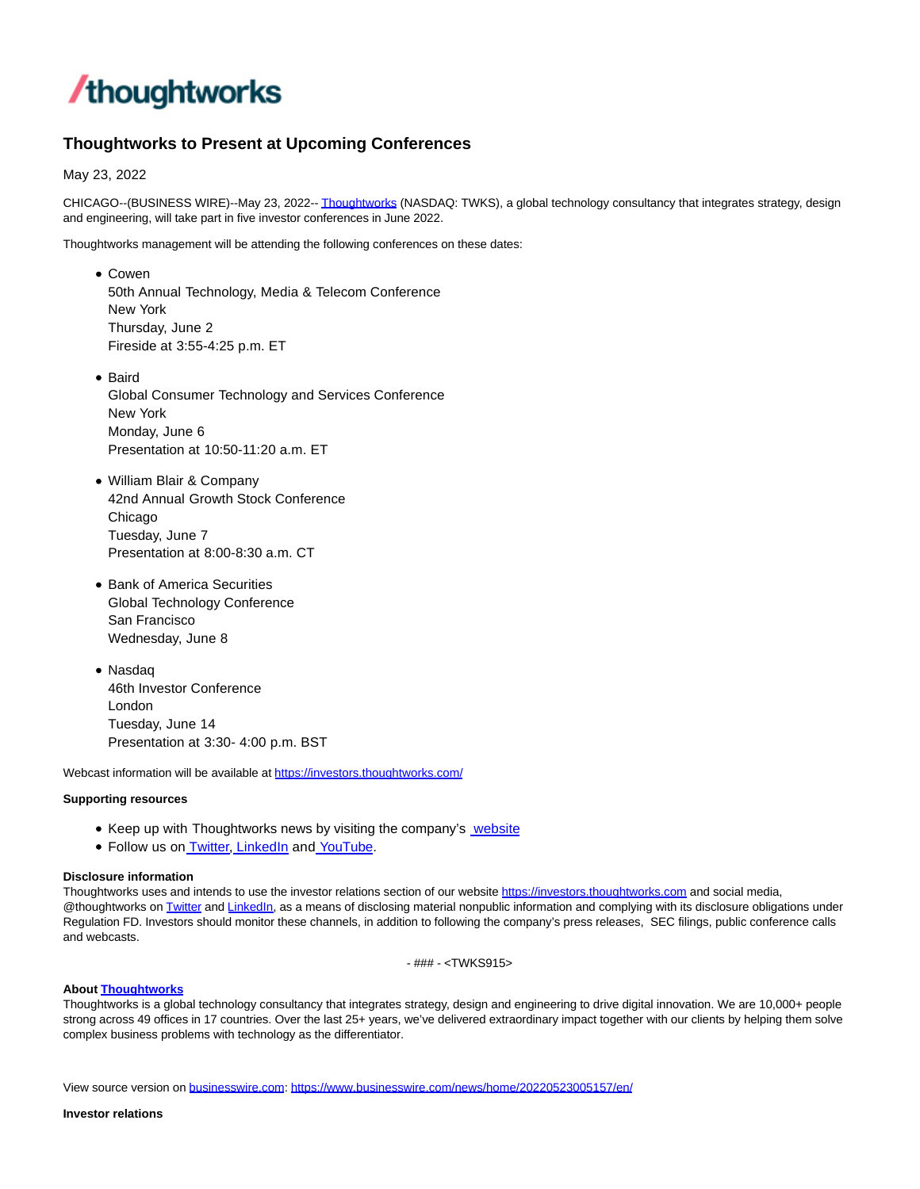# Thoughtworks to Present at Upcoming Conferences

May 23, 2022

CHICAGO--(BUSINESS WIRE)--May 23, 2022-- Thoughtworks (NASDAQ: TWKS), a global technology consultancy that integrates strategy, design and engineering, will take part in five investor conferences in June 2022.

Thoughtworks management will be attending the following conferences on these dates:

- Cowen
  50th Annual Technology, Media & Telecom Conference
  New York
  Thursday, June 2
  Fireside at 3:55-4:25 p.m. ET
- Baird
  Global Consumer Technology and Services Conference
  New York
  Monday, June 6
  Presentation at 10:50-11:20 a.m. ET
- William Blair & Company
  42nd Annual Growth Stock Conference
  Chicago
  Tuesday, June 7
  Presentation at 8:00-8:30 a.m. CT
- Bank of America Securities
  Global Technology Conference
  San Francisco
  Wednesday, June 8
- Nasdaq
  46th Investor Conference
  London
  Tuesday, June 14
  Presentation at 3:30- 4:00 p.m. BST

Webcast information will be available at https://investors.thoughtworks.com/

**Supporting resources**

- Keep up with Thoughtworks news by visiting the company's website
- Follow us on Twitter, LinkedIn and YouTube.

**Disclosure information**
Thoughtworks uses and intends to use the investor relations section of our website https://investors.thoughtworks.com and social media, @thoughtworks on Twitter and LinkedIn, as a means of disclosing material nonpublic information and complying with its disclosure obligations under Regulation FD. Investors should monitor these channels, in addition to following the company's press releases, SEC filings, public conference calls and webcasts.

- ### - <TWKS915>

**About Thoughtworks**
Thoughtworks is a global technology consultancy that integrates strategy, design and engineering to drive digital innovation. We are 10,000+ people strong across 49 offices in 17 countries. Over the last 25+ years, we've delivered extraordinary impact together with our clients by helping them solve complex business problems with technology as the differentiator.

View source version on businesswire.com: https://www.businesswire.com/news/home/20220523005157/en/

**Investor relations**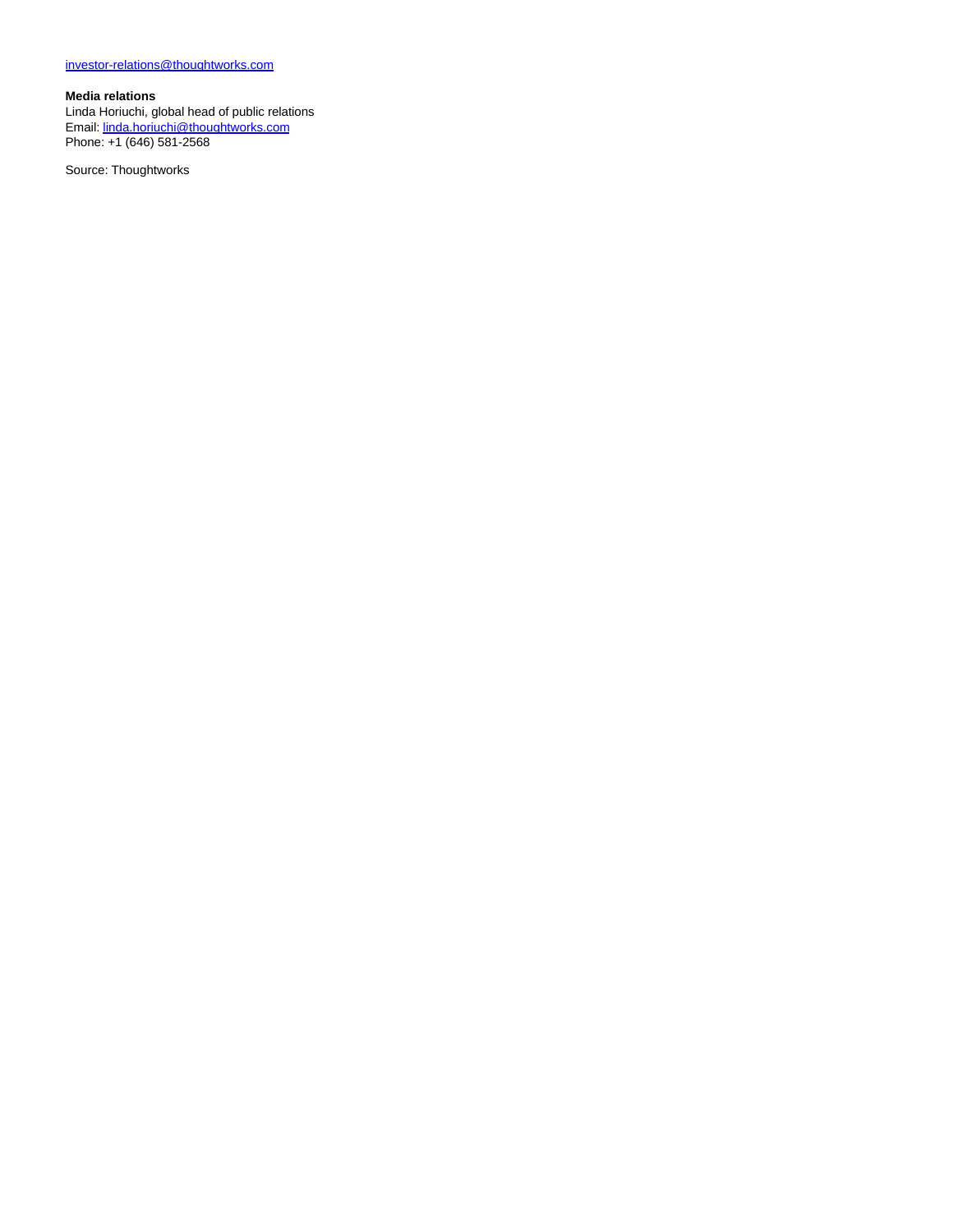investor-relations@thoughtworks.com

**Media relations**
Linda Horiuchi, global head of public relations
Email: linda.horiuchi@thoughtworks.com
Phone: +1 (646) 581-2568

Source: Thoughtworks